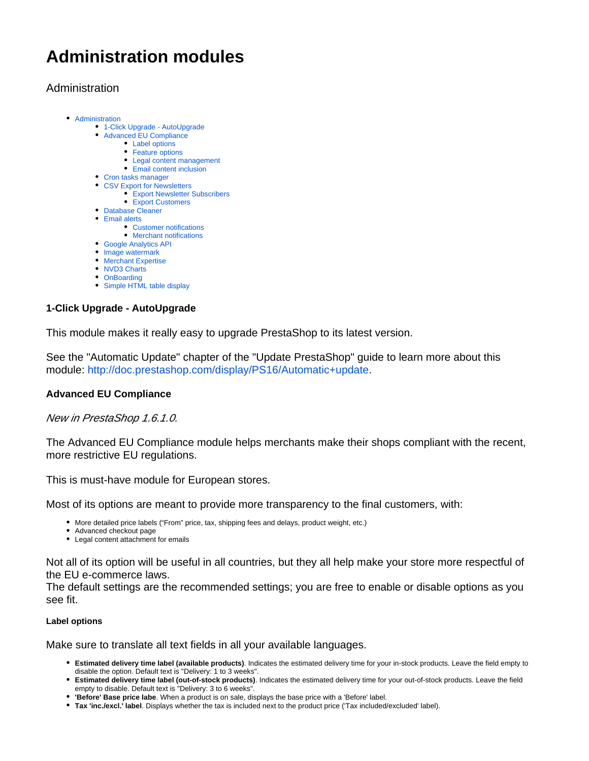# Administration modules

## Administration

- Administration
  - 1-Click Upgrade - AutoUpgrade
  - Advanced EU Compliance
    - Label options
    - Feature options
    - Legal content management
    - Email content inclusion
  - Cron tasks manager
  - CSV Export for Newsletters
    - Export Newsletter Subscribers
    - Export Customers
  - Database Cleaner
  - Email alerts
    - Customer notifications
    - Merchant notifications
  - Google Analytics API
  - Image watermark
  - Merchant Expertise
  - NVD3 Charts
  - OnBoarding
  - Simple HTML table display

### 1-Click Upgrade - AutoUpgrade

This module makes it really easy to upgrade PrestaShop to its latest version.

See the "Automatic Update" chapter of the "Update PrestaShop" guide to learn more about this module: http://doc.prestashop.com/display/PS16/Automatic+update.

### Advanced EU Compliance

*New in PrestaShop 1.6.1.0.*

The Advanced EU Compliance module helps merchants make their shops compliant with the recent, more restrictive EU regulations.

This is must-have module for European stores.

Most of its options are meant to provide more transparency to the final customers, with:

- More detailed price labels ("From" price, tax, shipping fees and delays, product weight, etc.)
- Advanced checkout page
- Legal content attachment for emails

Not all of its option will be useful in all countries, but they all help make your store more respectful of the EU e-commerce laws.
The default settings are the recommended settings; you are free to enable or disable options as you see fit.

#### Label options

Make sure to translate all text fields in all your available languages.

- **Estimated delivery time label (available products)**. Indicates the estimated delivery time for your in-stock products. Leave the field empty to disable the option. Default text is "Delivery: 1 to 3 weeks".
- **Estimated delivery time label (out-of-stock products)**. Indicates the estimated delivery time for your out-of-stock products. Leave the field empty to disable. Default text is "Delivery: 3 to 6 weeks".
- **'Before' Base price labe**. When a product is on sale, displays the base price with a 'Before' label.
- **Tax 'inc./excl.' label**. Displays whether the tax is included next to the product price ('Tax included/excluded' label).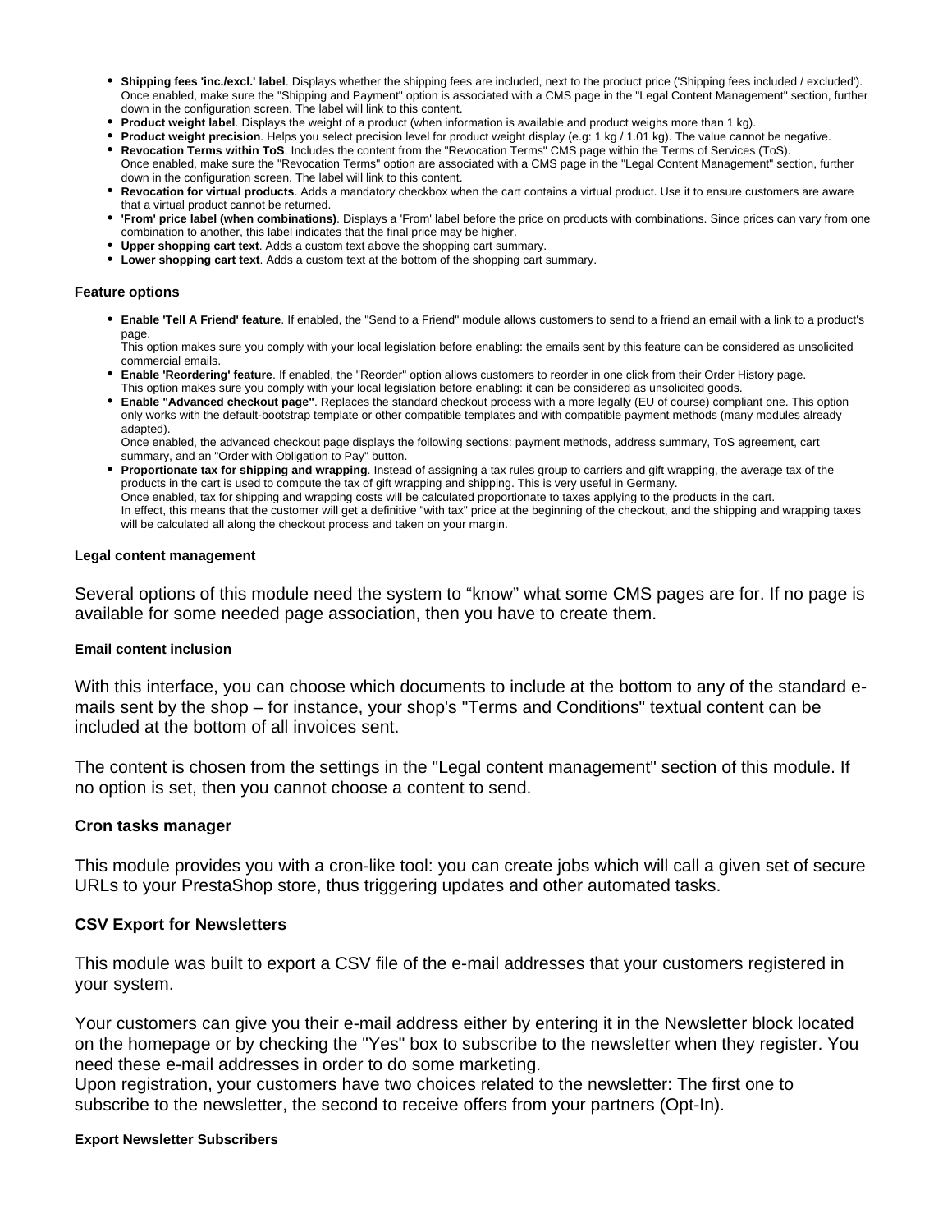- **Shipping fees 'inc./excl.' label**. Displays whether the shipping fees are included, next to the product price ('Shipping fees included / excluded'). Once enabled, make sure the "Shipping and Payment" option is associated with a CMS page in the "Legal Content Management" section, further down in the configuration screen. The label will link to this content.
- **Product weight label**. Displays the weight of a product (when information is available and product weighs more than 1 kg).
- **Product weight precision**. Helps you select precision level for product weight display (e.g: 1 kg / 1.01 kg). The value cannot be negative.
- **Revocation Terms within ToS**. Includes the content from the "Revocation Terms" CMS page within the Terms of Services (ToS). Once enabled, make sure the "Revocation Terms" option are associated with a CMS page in the "Legal Content Management" section, further down in the configuration screen. The label will link to this content.
- **Revocation for virtual products**. Adds a mandatory checkbox when the cart contains a virtual product. Use it to ensure customers are aware that a virtual product cannot be returned.
- **'From' price label (when combinations)**. Displays a 'From' label before the price on products with combinations. Since prices can vary from one combination to another, this label indicates that the final price may be higher.
- **Upper shopping cart text**. Adds a custom text above the shopping cart summary.
- **Lower shopping cart text**. Adds a custom text at the bottom of the shopping cart summary.

#### Feature options

- **Enable 'Tell A Friend' feature**. If enabled, the "Send to a Friend" module allows customers to send to a friend an email with a link to a product's page.
  This option makes sure you comply with your local legislation before enabling: the emails sent by this feature can be considered as unsolicited commercial emails.
- **Enable 'Reordering' feature**. If enabled, the "Reorder" option allows customers to reorder in one click from their Order History page.
  This option makes sure you comply with your local legislation before enabling: it can be considered as unsolicited goods.
- **Enable "Advanced checkout page"**. Replaces the standard checkout process with a more legally (EU of course) compliant one. This option only works with the default-bootstrap template or other compatible templates and with compatible payment methods (many modules already adapted).
  Once enabled, the advanced checkout page displays the following sections: payment methods, address summary, ToS agreement, cart summary, and an "Order with Obligation to Pay" button.
- **Proportionate tax for shipping and wrapping**. Instead of assigning a tax rules group to carriers and gift wrapping, the average tax of the products in the cart is used to compute the tax of gift wrapping and shipping. This is very useful in Germany.
  Once enabled, tax for shipping and wrapping costs will be calculated proportionate to taxes applying to the products in the cart.
  In effect, this means that the customer will get a definitive "with tax" price at the beginning of the checkout, and the shipping and wrapping taxes will be calculated all along the checkout process and taken on your margin.

#### Legal content management

Several options of this module need the system to “know” what some CMS pages are for. If no page is available for some needed page association, then you have to create them.

#### Email content inclusion

With this interface, you can choose which documents to include at the bottom to any of the standard e-mails sent by the shop – for instance, your shop's "Terms and Conditions" textual content can be included at the bottom of all invoices sent.

The content is chosen from the settings in the "Legal content management" section of this module. If no option is set, then you cannot choose a content to send.

### Cron tasks manager

This module provides you with a cron-like tool: you can create jobs which will call a given set of secure URLs to your PrestaShop store, thus triggering updates and other automated tasks.

### CSV Export for Newsletters

This module was built to export a CSV file of the e-mail addresses that your customers registered in your system.

Your customers can give you their e-mail address either by entering it in the Newsletter block located on the homepage or by checking the "Yes" box to subscribe to the newsletter when they register. You need these e-mail addresses in order to do some marketing.
Upon registration, your customers have two choices related to the newsletter: The first one to subscribe to the newsletter, the second to receive offers from your partners (Opt-In).

#### Export Newsletter Subscribers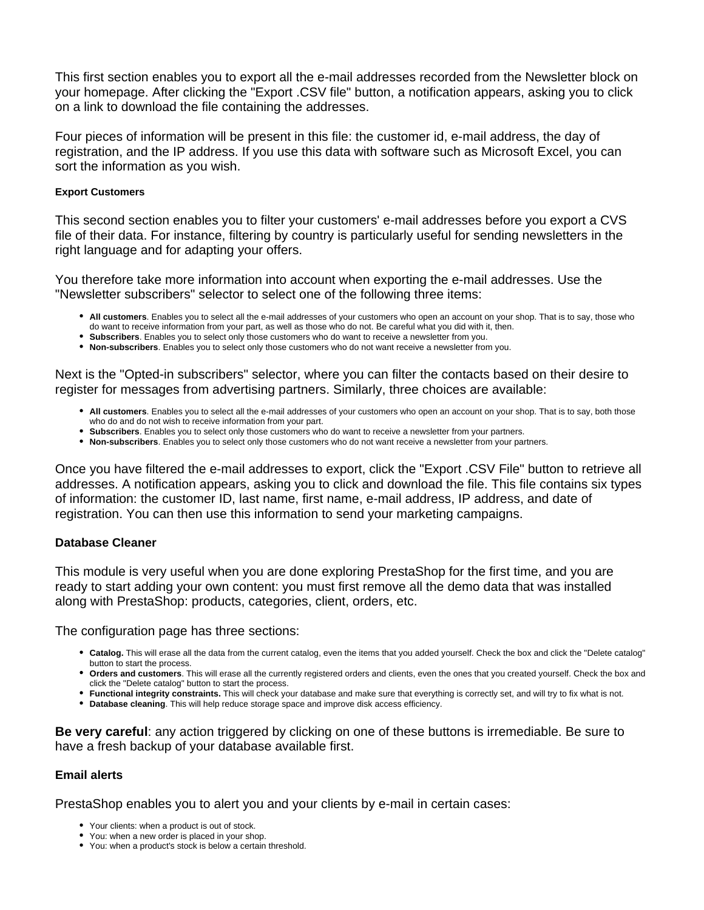This first section enables you to export all the e-mail addresses recorded from the Newsletter block on your homepage. After clicking the "Export .CSV file" button, a notification appears, asking you to click on a link to download the file containing the addresses.

Four pieces of information will be present in this file: the customer id, e-mail address, the day of registration, and the IP address. If you use this data with software such as Microsoft Excel, you can sort the information as you wish.

#### Export Customers

This second section enables you to filter your customers' e-mail addresses before you export a CVS file of their data. For instance, filtering by country is particularly useful for sending newsletters in the right language and for adapting your offers.

You therefore take more information into account when exporting the e-mail addresses. Use the "Newsletter subscribers" selector to select one of the following three items:

- **All customers**. Enables you to select all the e-mail addresses of your customers who open an account on your shop. That is to say, those who do want to receive information from your part, as well as those who do not. Be careful what you did with it, then.
- **Subscribers**. Enables you to select only those customers who do want to receive a newsletter from you.
- **Non-subscribers**. Enables you to select only those customers who do not want receive a newsletter from you.

Next is the "Opted-in subscribers" selector, where you can filter the contacts based on their desire to register for messages from advertising partners. Similarly, three choices are available:

- **All customers**. Enables you to select all the e-mail addresses of your customers who open an account on your shop. That is to say, both those who do and do not wish to receive information from your part.
- **Subscribers**. Enables you to select only those customers who do want to receive a newsletter from your partners.
- **Non-subscribers**. Enables you to select only those customers who do not want receive a newsletter from your partners.

Once you have filtered the e-mail addresses to export, click the "Export .CSV File" button to retrieve all addresses. A notification appears, asking you to click and download the file. This file contains six types of information: the customer ID, last name, first name, e-mail address, IP address, and date of registration. You can then use this information to send your marketing campaigns.

### Database Cleaner

This module is very useful when you are done exploring PrestaShop for the first time, and you are ready to start adding your own content: you must first remove all the demo data that was installed along with PrestaShop: products, categories, client, orders, etc.

The configuration page has three sections:

- **Catalog.** This will erase all the data from the current catalog, even the items that you added yourself. Check the box and click the "Delete catalog" button to start the process.
- **Orders and customers**. This will erase all the currently registered orders and clients, even the ones that you created yourself. Check the box and click the "Delete catalog" button to start the process.
- **Functional integrity constraints.** This will check your database and make sure that everything is correctly set, and will try to fix what is not.
- **Database cleaning**. This will help reduce storage space and improve disk access efficiency.

**Be very careful**: any action triggered by clicking on one of these buttons is irremediable. Be sure to have a fresh backup of your database available first.

### Email alerts

PrestaShop enables you to alert you and your clients by e-mail in certain cases:

- Your clients: when a product is out of stock.
- You: when a new order is placed in your shop.
- You: when a product's stock is below a certain threshold.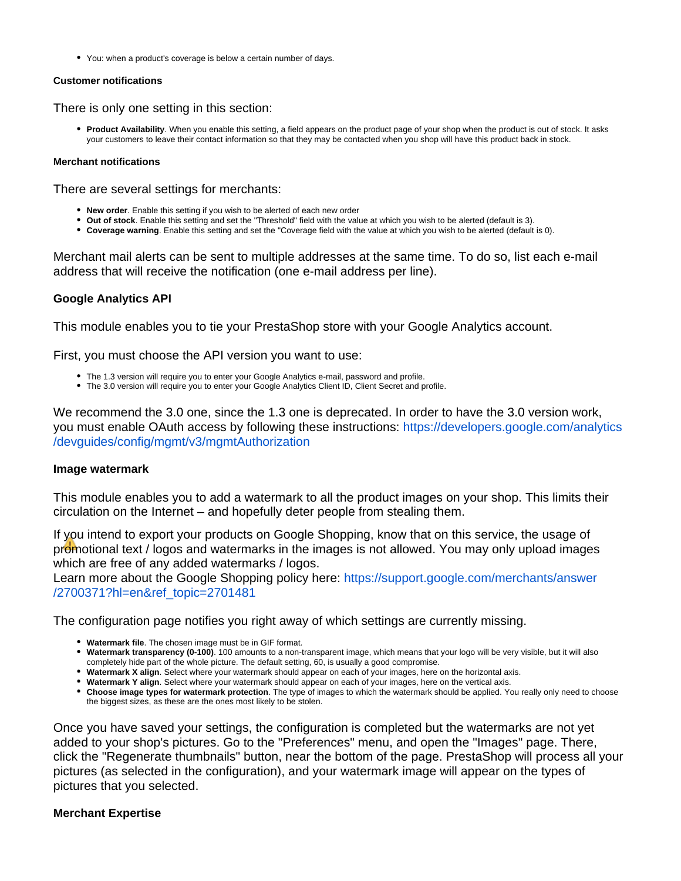- You: when a product's coverage is below a certain number of days.

#### Customer notifications

There is only one setting in this section:

- **Product Availability**. When you enable this setting, a field appears on the product page of your shop when the product is out of stock. It asks your customers to leave their contact information so that they may be contacted when you shop will have this product back in stock.

#### Merchant notifications

There are several settings for merchants:

- **New order**. Enable this setting if you wish to be alerted of each new order
- **Out of stock**. Enable this setting and set the "Threshold" field with the value at which you wish to be alerted (default is 3).
- **Coverage warning**. Enable this setting and set the "Coverage field with the value at which you wish to be alerted (default is 0).

Merchant mail alerts can be sent to multiple addresses at the same time. To do so, list each e-mail address that will receive the notification (one e-mail address per line).

### Google Analytics API

This module enables you to tie your PrestaShop store with your Google Analytics account.

First, you must choose the API version you want to use:

- The 1.3 version will require you to enter your Google Analytics e-mail, password and profile.
- The 3.0 version will require you to enter your Google Analytics Client ID, Client Secret and profile.

We recommend the 3.0 one, since the 1.3 one is deprecated. In order to have the 3.0 version work, you must enable OAuth access by following these instructions: https://developers.google.com/analytics/devguides/config/mgmt/v3/mgmtAuthorization

### Image watermark

This module enables you to add a watermark to all the product images on your shop. This limits their circulation on the Internet – and hopefully deter people from stealing them.

If you intend to export your products on Google Shopping, know that on this service, the usage of promotional text / logos and watermarks in the images is not allowed. You may only upload images which are free of any added watermarks / logos.
Learn more about the Google Shopping policy here: https://support.google.com/merchants/answer/2700371?hl=en&ref_topic=2701481

The configuration page notifies you right away of which settings are currently missing.

- **Watermark file**. The chosen image must be in GIF format.
- **Watermark transparency (0-100)**. 100 amounts to a non-transparent image, which means that your logo will be very visible, but it will also completely hide part of the whole picture. The default setting, 60, is usually a good compromise.
- **Watermark X align**. Select where your watermark should appear on each of your images, here on the horizontal axis.
- **Watermark Y align**. Select where your watermark should appear on each of your images, here on the vertical axis.
- **Choose image types for watermark protection**. The type of images to which the watermark should be applied. You really only need to choose the biggest sizes, as these are the ones most likely to be stolen.

Once you have saved your settings, the configuration is completed but the watermarks are not yet added to your shop's pictures. Go to the "Preferences" menu, and open the "Images" page. There, click the "Regenerate thumbnails" button, near the bottom of the page. PrestaShop will process all your pictures (as selected in the configuration), and your watermark image will appear on the types of pictures that you selected.

### Merchant Expertise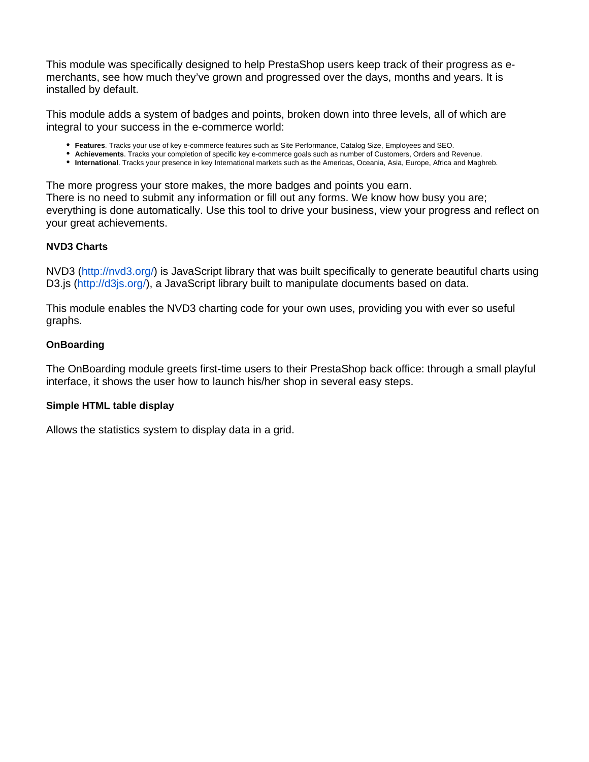This module was specifically designed to help PrestaShop users keep track of their progress as e-merchants, see how much they've grown and progressed over the days, months and years. It is installed by default.

This module adds a system of badges and points, broken down into three levels, all of which are integral to your success in the e-commerce world:

- **Features**. Tracks your use of key e-commerce features such as Site Performance, Catalog Size, Employees and SEO.
- **Achievements**. Tracks your completion of specific key e-commerce goals such as number of Customers, Orders and Revenue.
- **International**. Tracks your presence in key International markets such as the Americas, Oceania, Asia, Europe, Africa and Maghreb.

The more progress your store makes, the more badges and points you earn.
There is no need to submit any information or fill out any forms. We know how busy you are; everything is done automatically. Use this tool to drive your business, view your progress and reflect on your great achievements.

#### NVD3 Charts

NVD3 (http://nvd3.org/) is JavaScript library that was built specifically to generate beautiful charts using D3.js (http://d3js.org/), a JavaScript library built to manipulate documents based on data.

This module enables the NVD3 charting code for your own uses, providing you with ever so useful graphs.

#### OnBoarding

The OnBoarding module greets first-time users to their PrestaShop back office: through a small playful interface, it shows the user how to launch his/her shop in several easy steps.

#### Simple HTML table display

Allows the statistics system to display data in a grid.